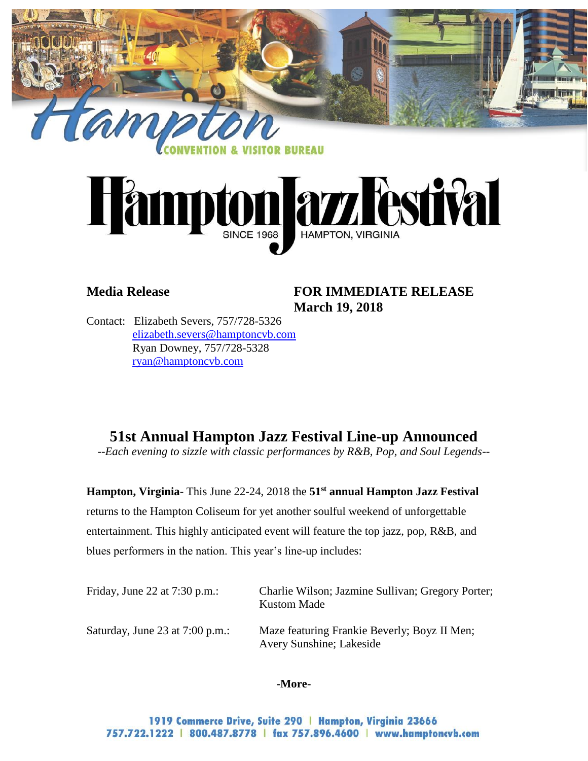Hampton CONVENTION & VISITOR BUREAU

Hampton Jazz Festival SINCE 1968 HAMPTON, VIRGINIA

**Media Release**

**FOR IMMEDIATE RELEASE**
**March 19, 2018**

Contact: Elizabeth Severs, 757/728-5326
elizabeth.severs@hamptoncvb.com
Ryan Downey, 757/728-5328
ryan@hamptoncvb.com

# 51st Annual Hampton Jazz Festival Line-up Announced

*--Each evening to sizzle with classic performances by R&B, Pop, and Soul Legends--*

**Hampton, Virginia**- This June 22-24, 2018 the **51st annual Hampton Jazz Festival** returns to the Hampton Coliseum for yet another soulful weekend of unforgettable entertainment. This highly anticipated event will feature the top jazz, pop, R&B, and blues performers in the nation. This year's line-up includes:

| | |
|---|---|
| Friday, June 22 at 7:30 p.m.: | Charlie Wilson; Jazmine Sullivan; Gregory Porter; Kustom Made |
| Saturday, June 23 at 7:00 p.m.: | Maze featuring Frankie Beverly; Boyz II Men; Avery Sunshine; Lakeside |

**-More-**

1919 Commerce Drive, Suite 290 | Hampton, Virginia 23666
757.722.1222 | 800.487.8778 | fax 757.896.4600 | www.hamptoncvb.com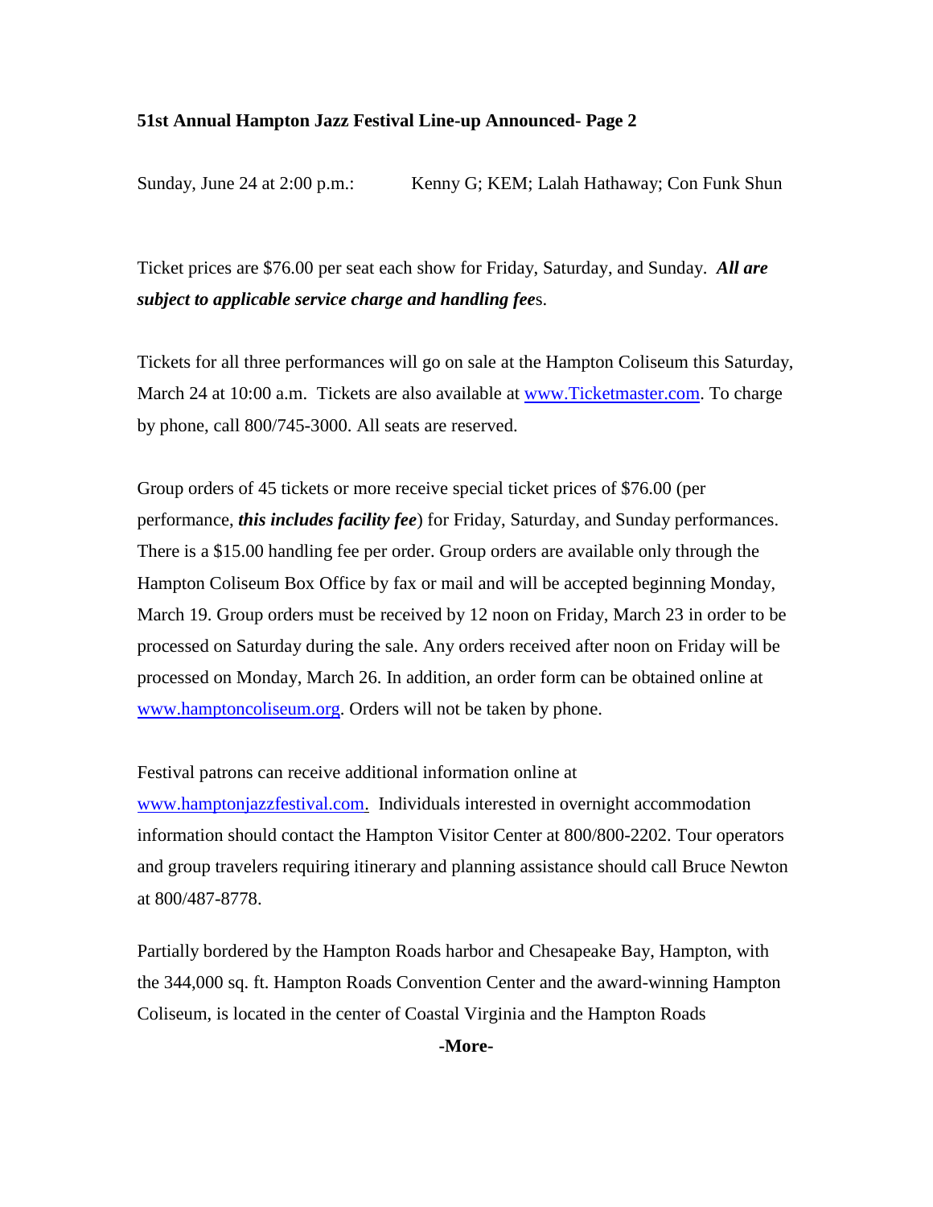**51st Annual Hampton Jazz Festival Line-up Announced- Page 2**

Sunday, June 24 at 2:00 p.m.: Kenny G; KEM; Lalah Hathaway; Con Funk Shun

Ticket prices are $76.00 per seat each show for Friday, Saturday, and Sunday. ***All are subject to applicable service charge and handling fee***s.

Tickets for all three performances will go on sale at the Hampton Coliseum this Saturday, March 24 at 10:00 a.m. Tickets are also available at www.Ticketmaster.com. To charge by phone, call 800/745-3000. All seats are reserved.

Group orders of 45 tickets or more receive special ticket prices of $76.00 (per performance, ***this includes facility fee***) for Friday, Saturday, and Sunday performances. There is a $15.00 handling fee per order. Group orders are available only through the Hampton Coliseum Box Office by fax or mail and will be accepted beginning Monday, March 19. Group orders must be received by 12 noon on Friday, March 23 in order to be processed on Saturday during the sale. Any orders received after noon on Friday will be processed on Monday, March 26. In addition, an order form can be obtained online at www.hamptoncoliseum.org. Orders will not be taken by phone.

Festival patrons can receive additional information online at www.hamptonjazzfestival.com. Individuals interested in overnight accommodation information should contact the Hampton Visitor Center at 800/800-2202. Tour operators and group travelers requiring itinerary and planning assistance should call Bruce Newton at 800/487-8778.

Partially bordered by the Hampton Roads harbor and Chesapeake Bay, Hampton, with the 344,000 sq. ft. Hampton Roads Convention Center and the award-winning Hampton Coliseum, is located in the center of Coastal Virginia and the Hampton Roads

**-More-**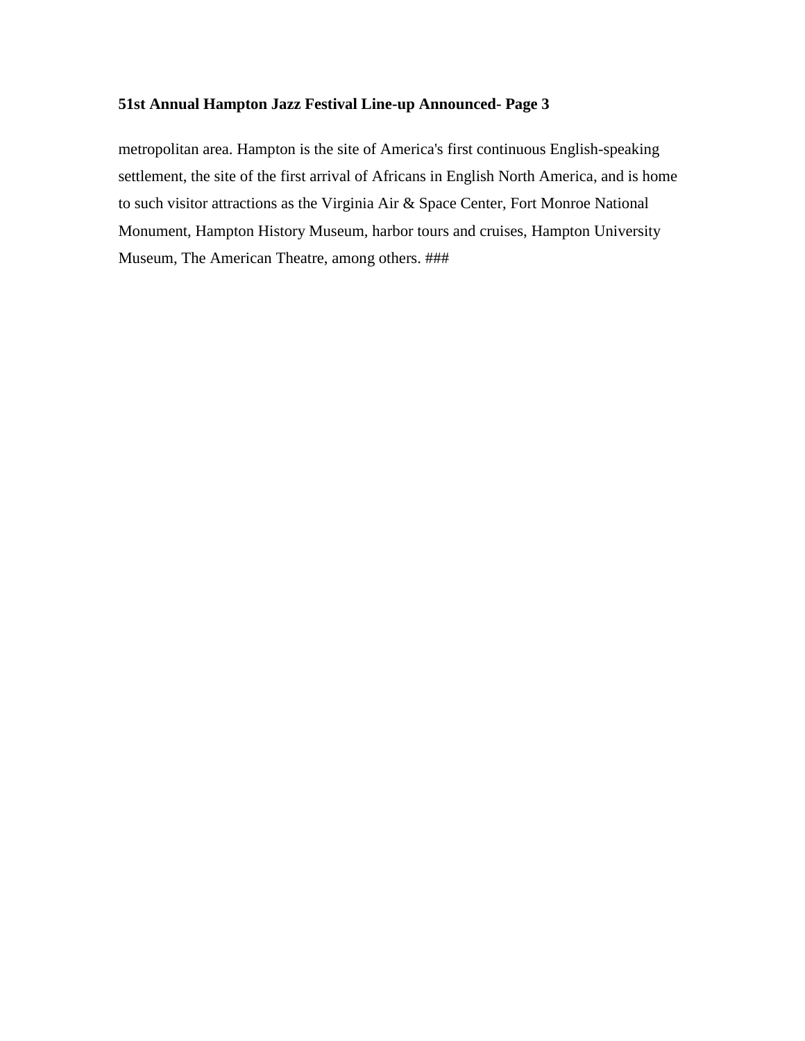metropolitan area. Hampton is the site of America's first continuous English-speaking settlement, the site of the first arrival of Africans in English North America, and is home to such visitor attractions as the Virginia Air & Space Center, Fort Monroe National Monument, Hampton History Museum, harbor tours and cruises, Hampton University Museum, The American Theatre, among others. ###